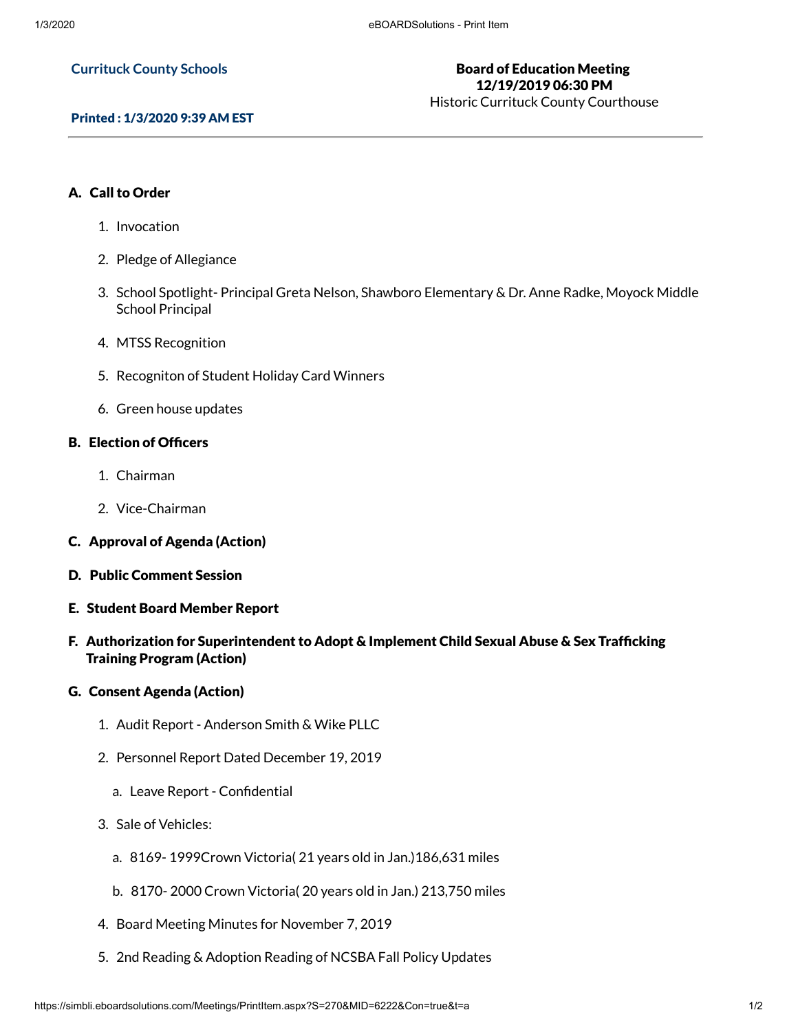**Currituck County Schools**

**Board of Education Meeting**
**12/19/2019 06:30 PM**
Historic Currituck County Courthouse

**Printed : 1/3/2020 9:39 AM EST**

---

**A. Call to Order**

1. Invocation
2. Pledge of Allegiance
3. School Spotlight- Principal Greta Nelson, Shawboro Elementary & Dr. Anne Radke, Moyock Middle School Principal
4. MTSS Recognition
5. Recogniton of Student Holiday Card Winners
6. Green house updates

**B. Election of Officers**

1. Chairman
2. Vice-Chairman

**C. Approval of Agenda (Action)**

**D. Public Comment Session**

**E. Student Board Member Report**

**F. Authorization for Superintendent to Adopt & Implement Child Sexual Abuse & Sex Trafficking Training Program (Action)**

**G. Consent Agenda (Action)**

1. Audit Report - Anderson Smith & Wike PLLC
2. Personnel Report Dated December 19, 2019
   a. Leave Report - Confidential
3. Sale of Vehicles:
   a. 8169- 1999Crown Victoria( 21 years old in Jan.)186,631 miles
   b. 8170- 2000 Crown Victoria( 20 years old in Jan.) 213,750 miles
4. Board Meeting Minutes for November 7, 2019
5. 2nd Reading & Adoption Reading of NCSBA Fall Policy Updates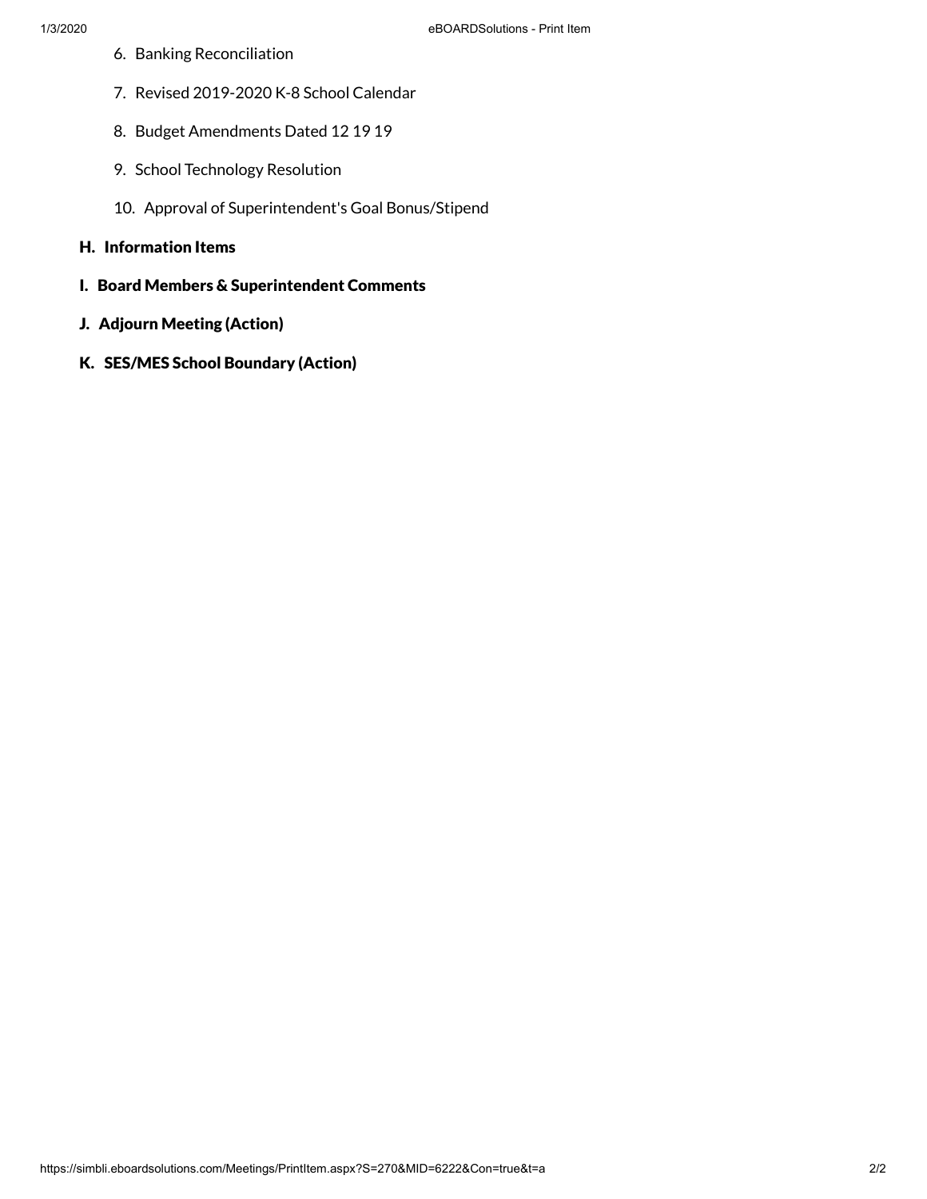6. Banking Reconciliation

7. Revised 2019-2020 K-8 School Calendar

8. Budget Amendments Dated 12 19 19

9. School Technology Resolution

10. Approval of Superintendent's Goal Bonus/Stipend

## H. Information Items

## I. Board Members & Superintendent Comments

## J. Adjourn Meeting (Action)

## K. SES/MES School Boundary (Action)